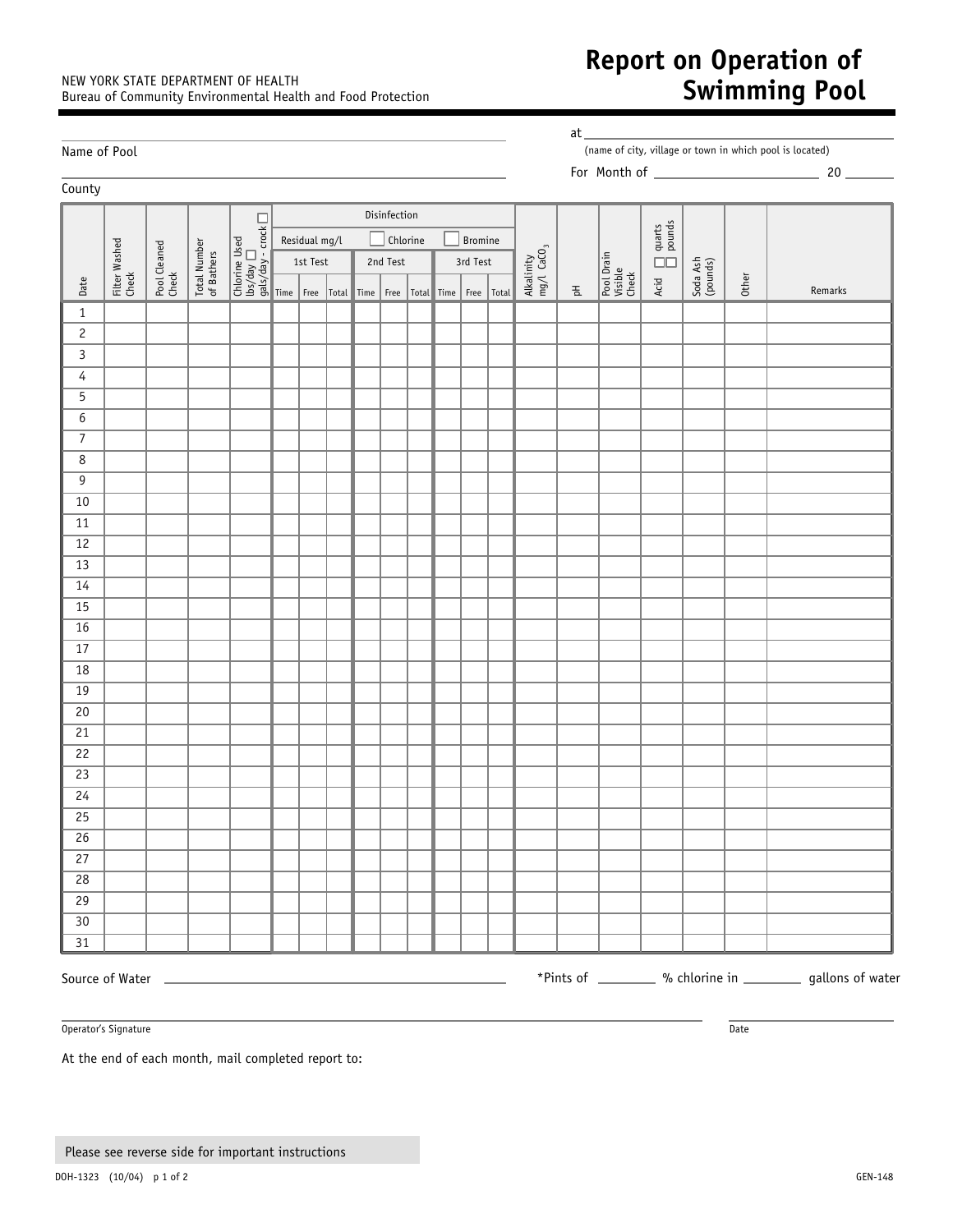NEW YORK STATE DEPARTMENT OF HEALTH
Bureau of Community Environmental Health and Food Protection

# Report on Operation of Swimming Pool

Name of Pool ______________________ at ______________________
(name of city, village or town in which pool is located)

County ______________________ For Month of ______________ 20 ______

| Date | Filter Washed Check | Pool Cleaned Check | Total Number of Bathers | Chlorine Used lbs/day ☐ gals/day - crock ☐ | Disinfection Residual mg/l ☐ Chlorine ☐ Bromine 1st Test | | | 2nd Test | | | 3rd Test | | | Alkalinity mg/l $CaCO_3$ | pH | Pool Drain Visible Check | Acid ☐ quarts ☐ pounds | Soda Ash (pounds) | Other | Remarks |
|---|---|---|---|---|---|---|---|---|---|---|---|---|---|---|---|---|---|---|---|---|
| | | | | | Time | Free | Total | Time | Free | Total | Time | Free | Total | | | | | | | |
| 1 | | | | | | | | | | | | | | | | | | | | |
| 2 | | | | | | | | | | | | | | | | | | | | |
| 3 | | | | | | | | | | | | | | | | | | | | |
| 4 | | | | | | | | | | | | | | | | | | | | |
| 5 | | | | | | | | | | | | | | | | | | | | |
| 6 | | | | | | | | | | | | | | | | | | | | |
| 7 | | | | | | | | | | | | | | | | | | | | |
| 8 | | | | | | | | | | | | | | | | | | | | |
| 9 | | | | | | | | | | | | | | | | | | | | |
| 10 | | | | | | | | | | | | | | | | | | | | |
| 11 | | | | | | | | | | | | | | | | | | | | |
| 12 | | | | | | | | | | | | | | | | | | | | |
| 13 | | | | | | | | | | | | | | | | | | | | |
| 14 | | | | | | | | | | | | | | | | | | | | |
| 15 | | | | | | | | | | | | | | | | | | | | |
| 16 | | | | | | | | | | | | | | | | | | | | |
| 17 | | | | | | | | | | | | | | | | | | | | |
| 18 | | | | | | | | | | | | | | | | | | | | |
| 19 | | | | | | | | | | | | | | | | | | | | |
| 20 | | | | | | | | | | | | | | | | | | | | |
| 21 | | | | | | | | | | | | | | | | | | | | |
| 22 | | | | | | | | | | | | | | | | | | | | |
| 23 | | | | | | | | | | | | | | | | | | | | |
| 24 | | | | | | | | | | | | | | | | | | | | |
| 25 | | | | | | | | | | | | | | | | | | | | |
| 26 | | | | | | | | | | | | | | | | | | | | |
| 27 | | | | | | | | | | | | | | | | | | | | |
| 28 | | | | | | | | | | | | | | | | | | | | |
| 29 | | | | | | | | | | | | | | | | | | | | |
| 30 | | | | | | | | | | | | | | | | | | | | |
| 31 | | | | | | | | | | | | | | | | | | | | |

Source of Water ______________________ *Pints of ________ % chlorine in ________ gallons of water

Operator's Signature ______________________ Date ______________

At the end of each month, mail completed report to:

Please see reverse side for important instructions

DOH-1323 (10/04) GEN-148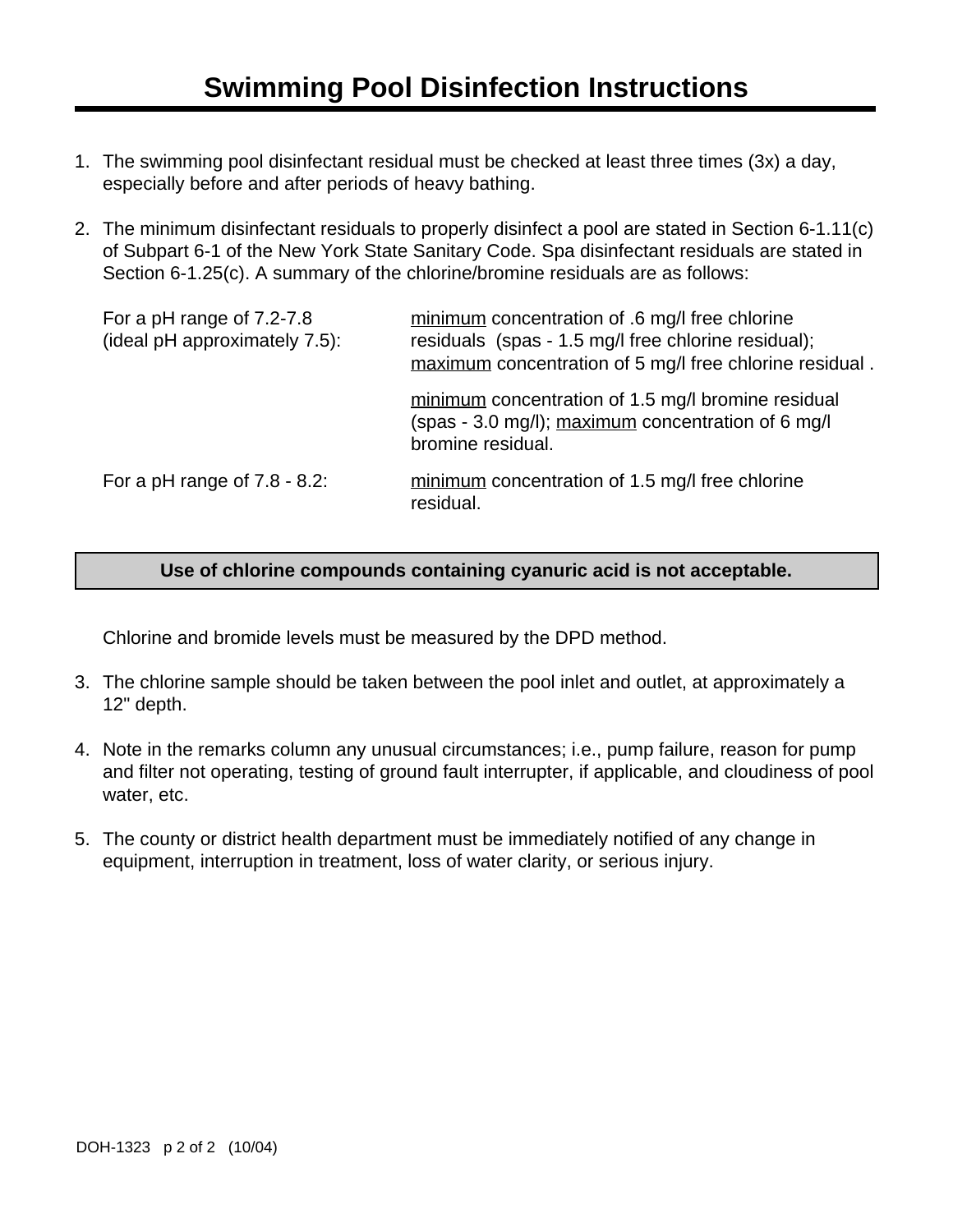# Swimming Pool Disinfection Instructions

1. The swimming pool disinfectant residual must be checked at least three times (3x) a day, especially before and after periods of heavy bathing.

2. The minimum disinfectant residuals to properly disinfect a pool are stated in Section 6-1.11(c) of Subpart 6-1 of the New York State Sanitary Code. Spa disinfectant residuals are stated in Section 6-1.25(c). A summary of the chlorine/bromine residuals are as follows:

| | |
|---|---|
| For a pH range of 7.2-7.8 (ideal pH approximately 7.5): | minimum concentration of .6 mg/l free chlorine residuals (spas - 1.5 mg/l free chlorine residual); maximum concentration of 5 mg/l free chlorine residual . |
| | minimum concentration of 1.5 mg/l bromine residual (spas - 3.0 mg/l); maximum concentration of 6 mg/l bromine residual. |
| For a pH range of 7.8 - 8.2: | minimum concentration of 1.5 mg/l free chlorine residual. |

**Use of chlorine compounds containing cyanuric acid is not acceptable.**

   Chlorine and bromide levels must be measured by the DPD method.

3. The chlorine sample should be taken between the pool inlet and outlet, at approximately a 12" depth.

4. Note in the remarks column any unusual circumstances; i.e., pump failure, reason for pump and filter not operating, testing of ground fault interrupter, if applicable, and cloudiness of pool water, etc.

5. The county or district health department must be immediately notified of any change in equipment, interruption in treatment, loss of water clarity, or serious injury.

DOH-1323 (10/04)